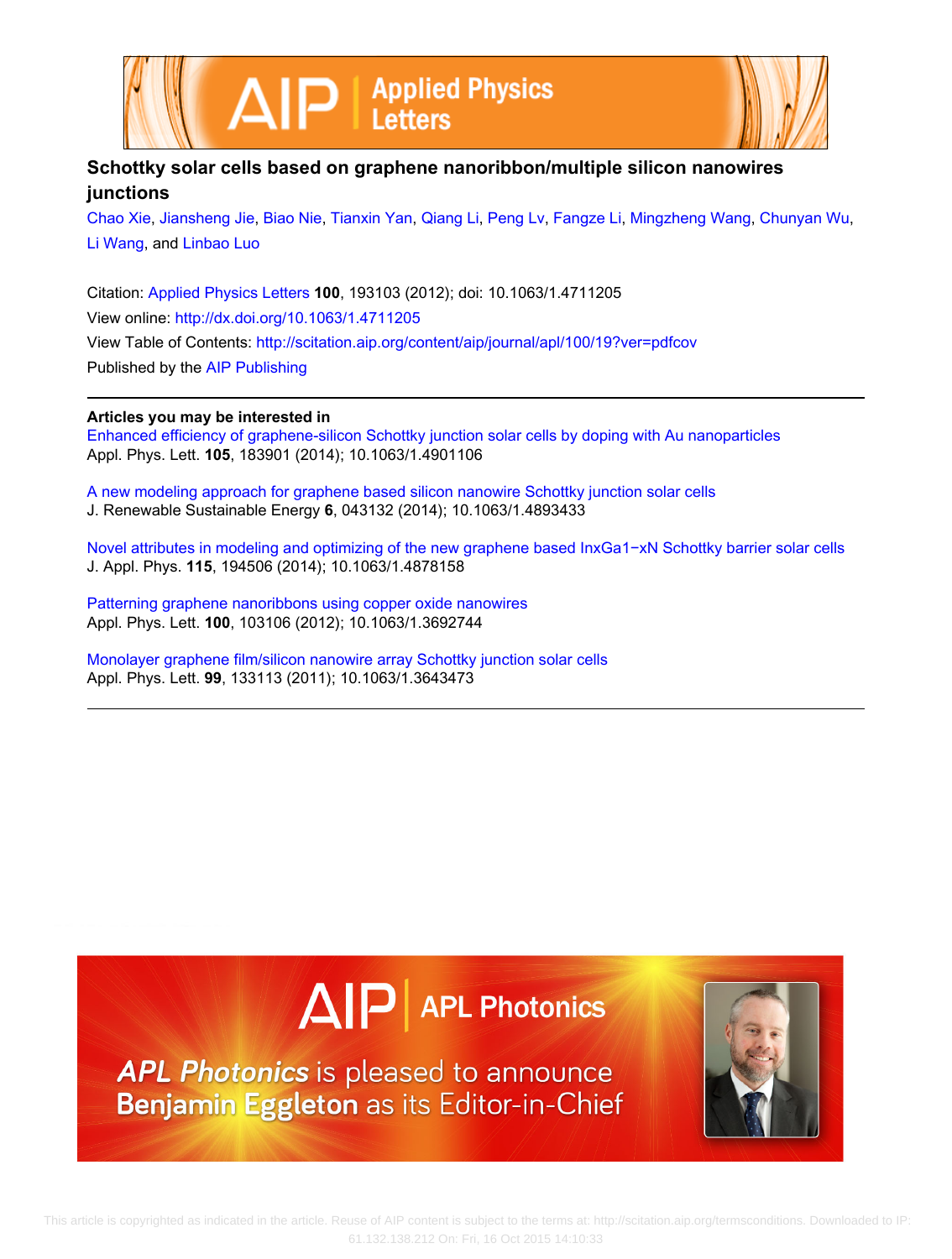# Schottky solar cells based on graphene nanoribbon/multiple silicon nanowires junctions

Chao Xie, Jiansheng Jie, Biao Nie, Tianxin Yan, Qiang Li, Peng Lv, Fangze Li, Mingzheng Wang, Chunyan Wu, Li Wang, and Linbao Luo

Citation: Applied Physics Letters **100**, 193103 (2012); doi: 10.1063/1.4711205

View online: http://dx.doi.org/10.1063/1.4711205

View Table of Contents: http://scitation.aip.org/content/aip/journal/apl/100/19?ver=pdfcov

Published by the AIP Publishing

**Articles you may be interested in**

Enhanced efficiency of graphene-silicon Schottky junction solar cells by doping with Au nanoparticles
Appl. Phys. Lett. **105**, 183901 (2014); 10.1063/1.4901106

A new modeling approach for graphene based silicon nanowire Schottky junction solar cells
J. Renewable Sustainable Energy **6**, 043132 (2014); 10.1063/1.4893433

Novel attributes in modeling and optimizing of the new graphene based InxGa1−xN Schottky barrier solar cells
J. Appl. Phys. **115**, 194506 (2014); 10.1063/1.4878158

Patterning graphene nanoribbons using copper oxide nanowires
Appl. Phys. Lett. **100**, 103106 (2012); 10.1063/1.3692744

Monolayer graphene film/silicon nanowire array Schottky junction solar cells
Appl. Phys. Lett. **99**, 133113 (2011); 10.1063/1.3643473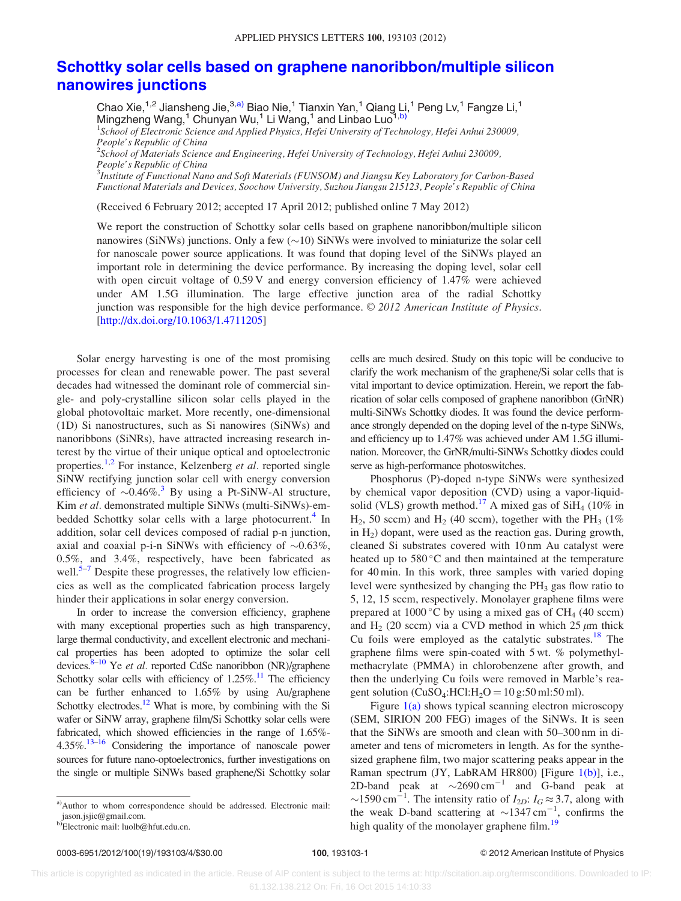# Schottky solar cells based on graphene nanoribbon/multiple silicon nanowires junctions

Chao Xie,[1,2] Jiansheng Jie,[3,a)] Biao Nie,[1] Tianxin Yan,[1] Qiang Li,[1] Peng Lv,[1] Fangze Li,[1] Mingzheng Wang,[1] Chunyan Wu,[1] Li Wang,[1] and Linbao Luo[1,b)]

[1]*School of Electronic Science and Applied Physics, Hefei University of Technology, Hefei Anhui 230009, People's Republic of China*
[2]*School of Materials Science and Engineering, Hefei University of Technology, Hefei Anhui 230009, People's Republic of China*
[3]*Institute of Functional Nano and Soft Materials (FUNSOM) and Jiangsu Key Laboratory for Carbon-Based Functional Materials and Devices, Soochow University, Suzhou Jiangsu 215123, People's Republic of China*

(Received 6 February 2012; accepted 17 April 2012; published online 7 May 2012)

We report the construction of Schottky solar cells based on graphene nanoribbon/multiple silicon nanowires (SiNWs) junctions. Only a few (~10) SiNWs were involved to miniaturize the solar cell for nanoscale power source applications. It was found that doping level of the SiNWs played an important role in determining the device performance. By increasing the doping level, solar cell with open circuit voltage of 0.59 V and energy conversion efficiency of 1.47% were achieved under AM 1.5G illumination. The large effective junction area of the radial Schottky junction was responsible for the high device performance. © *2012 American Institute of Physics*. [http://dx.doi.org/10.1063/1.4711205]

Solar energy harvesting is one of the most promising processes for clean and renewable power. The past several decades had witnessed the dominant role of commercial single- and poly-crystalline silicon solar cells played in the global photovoltaic market. More recently, one-dimensional (1D) Si nanostructures, such as Si nanowires (SiNWs) and nanoribbons (SiNRs), have attracted increasing research interest by the virtue of their unique optical and optoelectronic properties.[1,2] For instance, Kelzenberg *et al.* reported single SiNW rectifying junction solar cell with energy conversion efficiency of ~0.46%.[3] By using a Pt-SiNW-Al structure, Kim *et al.* demonstrated multiple SiNWs (multi-SiNWs)-embedded Schottky solar cells with a large photocurrent.[4] In addition, solar cell devices composed of radial p-n junction, axial and coaxial p-i-n SiNWs with efficiency of ~0.63%, 0.5%, and 3.4%, respectively, have been fabricated as well.[5–7] Despite these progresses, the relatively low efficiencies as well as the complicated fabrication process largely hinder their applications in solar energy conversion.

In order to increase the conversion efficiency, graphene with many exceptional properties such as high transparency, large thermal conductivity, and excellent electronic and mechanical properties has been adopted to optimize the solar cell devices.[8–10] Ye *et al.* reported CdSe nanoribbon (NR)/graphene Schottky solar cells with efficiency of 1.25%.[11] The efficiency can be further enhanced to 1.65% by using Au/graphene Schottky electrodes.[12] What is more, by combining with the Si wafer or SiNW array, graphene film/Si Schottky solar cells were fabricated, which showed efficiencies in the range of 1.65%-4.35%.[13–16] Considering the importance of nanoscale power sources for future nano-optoelectronics, further investigations on the single or multiple SiNWs based graphene/Si Schottky solar cells are much desired. Study on this topic will be conducive to clarify the work mechanism of the graphene/Si solar cells that is vital important to device optimization. Herein, we report the fabrication of solar cells composed of graphene nanoribbon (GrNR) multi-SiNWs Schottky diodes. It was found the device performance strongly depended on the doping level of the n-type SiNWs, and efficiency up to 1.47% was achieved under AM 1.5G illumination. Moreover, the GrNR/multi-SiNWs Schottky diodes could serve as high-performance photoswitches.

Phosphorus (P)-doped n-type SiNWs were synthesized by chemical vapor deposition (CVD) using a vapor-liquid-solid (VLS) growth method.[17] A mixed gas of $SiH_4$ (10% in $H_2$, 50 sccm) and $H_2$ (40 sccm), together with the $PH_3$ (1% in $H_2$) dopant, were used as the reaction gas. During growth, cleaned Si substrates covered with 10 nm Au catalyst were heated up to 580 °C and then maintained at the temperature for 40 min. In this work, three samples with varied doping level were synthesized by changing the $PH_3$ gas flow ratio to 5, 12, 15 sccm, respectively. Monolayer graphene films were prepared at 1000 °C by using a mixed gas of $CH_4$ (40 sccm) and $H_2$ (20 sccm) via a CVD method in which 25 $\mu$m thick Cu foils were employed as the catalytic substrates.[18] The graphene films were spin-coated with 5 wt. % polymethylmethacrylate (PMMA) in chlorobenzene after growth, and then the underlying Cu foils were removed in Marble's reagent solution ($CuSO_4$:HCl:$H_2O$ = 10 g:50 ml:50 ml).

Figure 1(a) shows typical scanning electron microscopy (SEM, SIRION 200 FEG) images of the SiNWs. It is seen that the SiNWs are smooth and clean with 50–300 nm in diameter and tens of micrometers in length. As for the synthesized graphene film, two major scattering peaks appear in the Raman spectrum (JY, LabRAM HR800) [Figure 1(b)], i.e., 2D-band peak at ~2690 cm$^{-1}$ and G-band peak at ~1590 cm$^{-1}$. The intensity ratio of $I_{2D}$: $I_G \approx 3.7$, along with the weak D-band scattering at ~1347 cm$^{-1}$, confirms the high quality of the monolayer graphene film.[19]

a)Author to whom correspondence should be addressed. Electronic mail: jason.jsjie@gmail.com.
b)Electronic mail: luolb@hfut.edu.cn.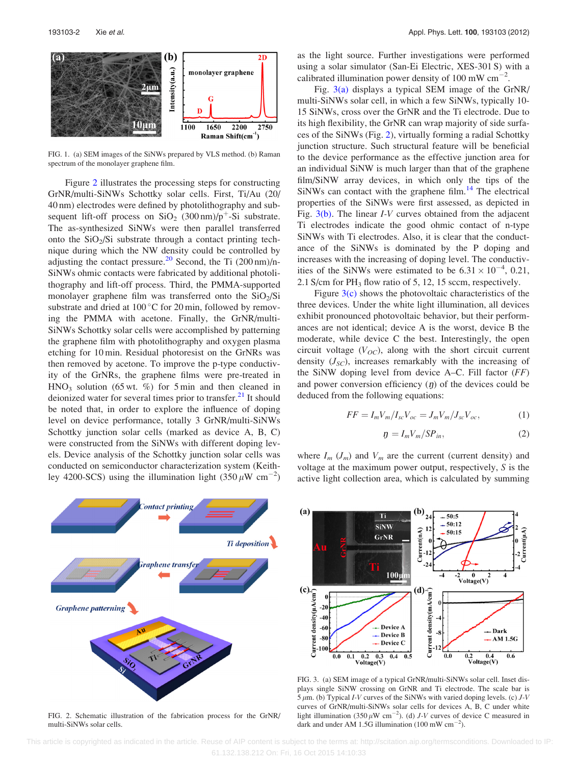FIG. 1. (a) SEM images of the SiNWs prepared by VLS method. (b) Raman spectrum of the monolayer graphene film.

Figure 2 illustrates the processing steps for constructing GrNR/multi-SiNWs Schottky solar cells. First, Ti/Au (20/40 nm) electrodes were defined by photolithography and subsequent lift-off process on $SiO_2$ (300 nm)/p$^+$-Si substrate. The as-synthesized SiNWs were then parallel transferred onto the $SiO_2$/Si substrate through a contact printing technique during which the NW density could be controlled by adjusting the contact pressure.[20] Second, the Ti (200 nm)/n-SiNWs ohmic contacts were fabricated by additional photolithography and lift-off process. Third, the PMMA-supported monolayer graphene film was transferred onto the $SiO_2$/Si substrate and dried at 100 °C for 20 min, followed by removing the PMMA with acetone. Finally, the GrNR/multi-SiNWs Schottky solar cells were accomplished by patterning the graphene film with photolithography and oxygen plasma etching for 10 min. Residual photoresist on the GrNRs was then removed by acetone. To improve the p-type conductivity of the GrNRs, the graphene films were pre-treated in $HNO_3$ solution (65 wt. %) for 5 min and then cleaned in deionized water for several times prior to transfer.[21] It should be noted that, in order to explore the influence of doping level on device performance, totally 3 GrNR/multi-SiNWs Schottky junction solar cells (marked as device A, B, C) were constructed from the SiNWs with different doping levels. Device analysis of the Schottky junction solar cells was conducted on semiconductor characterization system (Keithley 4200-SCS) using the illumination light (350 $\mu$W cm$^{-2}$) as the light source. Further investigations were performed using a solar simulator (San-Ei Electric, XES-301 S) with a calibrated illumination power density of 100 mW cm$^{-2}$.

Fig. 3(a) displays a typical SEM image of the GrNR/multi-SiNWs solar cell, in which a few SiNWs, typically 10-15 SiNWs, cross over the GrNR and the Ti electrode. Due to its high flexibility, the GrNR can wrap majority of side surfaces of the SiNWs (Fig. 2), virtually forming a radial Schottky junction structure. Such structural feature will be beneficial to the device performance as the effective junction area for an individual SiNW is much larger than that of the graphene film/SiNW array devices, in which only the tips of the SiNWs can contact with the graphene film.[14] The electrical properties of the SiNWs were first assessed, as depicted in Fig. 3(b). The linear *I-V* curves obtained from the adjacent Ti electrodes indicate the good ohmic contact of n-type SiNWs with Ti electrodes. Also, it is clear that the conductance of the SiNWs is dominated by the P doping and increases with the increasing of doping level. The conductivities of the SiNWs were estimated to be $6.31 \times 10^{-4}$, 0.21, 2.1 S/cm for $PH_3$ flow ratio of 5, 12, 15 sccm, respectively.

Figure 3(c) shows the photovoltaic characteristics of the three devices. Under the white light illumination, all devices exhibit pronounced photovoltaic behavior, but their performances are not identical; device A is the worst, device B the moderate, while device C the best. Interestingly, the open circuit voltage ($V_{OC}$), along with the short circuit current density ($J_{SC}$), increases remarkably with the increasing of the SiNW doping level from device A–C. Fill factor (*FF*) and power conversion efficiency ($\eta$) of the devices could be deduced from the following equations:

$$FF = I_m V_m / I_{sc} V_{oc} = J_m V_m / J_{sc} V_{oc}, \tag{1}$$

$$\eta = I_m V_m / S P_{in}, \tag{2}$$

where $I_m$ ($J_m$) and $V_m$ are the current (current density) and voltage at the maximum power output, respectively, *S* is the active light collection area, which is calculated by summing

FIG. 2. Schematic illustration of the fabrication process for the GrNR/multi-SiNWs solar cells.

FIG. 3. (a) SEM image of a typical GrNR/multi-SiNWs solar cell. Inset displays single SiNW crossing on GrNR and Ti electrode. The scale bar is 5 $\mu$m. (b) Typical *I-V* curves of the SiNWs with varied doping levels. (c) *J-V* curves of GrNR/multi-SiNWs solar cells for devices A, B, C under white light illumination (350 $\mu$W cm$^{-2}$). (d) *J-V* curves of device C measured in dark and under AM 1.5G illumination (100 mW cm$^{-2}$).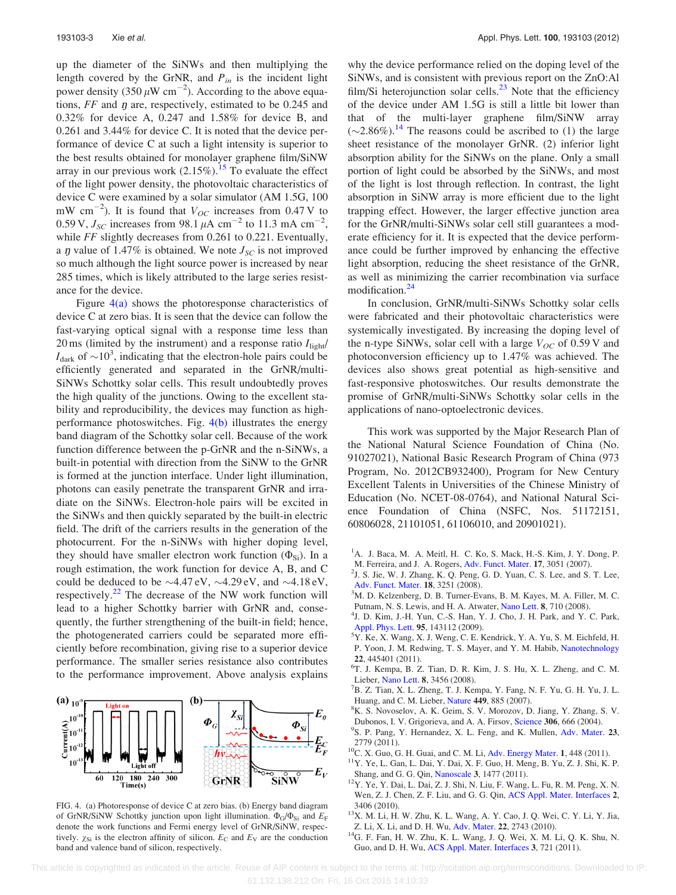up the diameter of the SiNWs and then multiplying the length covered by the GrNR, and $P_{in}$ is the incident light power density (350 $\mu$W cm$^{-2}$). According to the above equations, $FF$ and $\eta$ are, respectively, estimated to be 0.245 and 0.32% for device A, 0.247 and 1.58% for device B, and 0.261 and 3.44% for device C. It is noted that the device performance of device C at such a light intensity is superior to the best results obtained for monolayer graphene film/SiNW array in our previous work (2.15%).[15] To evaluate the effect of the light power density, the photovoltaic characteristics of device C were examined by a solar simulator (AM 1.5G, 100 mW cm$^{-2}$). It is found that $V_{OC}$ increases from 0.47 V to 0.59 V, $J_{SC}$ increases from 98.1 $\mu$A cm$^{-2}$ to 11.3 mA cm$^{-2}$, while $FF$ slightly decreases from 0.261 to 0.221. Eventually, a $\eta$ value of 1.47% is obtained. We note $J_{SC}$ is not improved so much although the light source power is increased by near 285 times, which is likely attributed to the large series resistance for the device.

Figure 4(a) shows the photoresponse characteristics of device C at zero bias. It is seen that the device can follow the fast-varying optical signal with a response time less than 20 ms (limited by the instrument) and a response ratio $I_{light}/I_{dark}$ of $\sim 10^3$, indicating that the electron-hole pairs could be efficiently generated and separated in the GrNR/multi-SiNWs Schottky solar cells. This result undoubtedly proves the high quality of the junctions. Owing to the excellent stability and reproducibility, the devices may function as high-performance photoswitches. Fig. 4(b) illustrates the energy band diagram of the Schottky solar cell. Because of the work function difference between the p-GrNR and the n-SiNWs, a built-in potential with direction from the SiNW to the GrNR is formed at the junction interface. Under light illumination, photons can easily penetrate the transparent GrNR and irradiate on the SiNWs. Electron-hole pairs will be excited in the SiNWs and then quickly separated by the built-in electric field. The drift of the carriers results in the generation of the photocurrent. For the n-SiNWs with higher doping level, they should have smaller electron work function ($\Phi_{Si}$). In a rough estimation, the work function for device A, B, and C could be deduced to be $\sim$4.47 eV, $\sim$4.29 eV, and $\sim$4.18 eV, respectively.[22] The decrease of the NW work function will lead to a higher Schottky barrier with GrNR and, consequently, the further strengthening of the built-in field; hence, the photogenerated carriers could be separated more efficiently before recombination, giving rise to a superior device performance. The smaller series resistance also contributes to the performance improvement. Above analysis explains why the device performance relied on the doping level of the SiNWs, and is consistent with previous report on the ZnO:Al film/Si heterojunction solar cells.[23] Note that the efficiency of the device under AM 1.5G is still a little bit lower than that of the multi-layer graphene film/SiNW array ($\sim$2.86%).[14] The reasons could be ascribed to (1) the large sheet resistance of the monolayer GrNR. (2) inferior light absorption ability for the SiNWs on the plane. Only a small portion of light could be absorbed by the SiNWs, and most of the light is lost through reflection. In contrast, the light absorption in SiNW array is more efficient due to the light trapping effect. However, the larger effective junction area for the GrNR/multi-SiNWs solar cell still guarantees a moderate efficiency for it. It is expected that the device performance could be further improved by enhancing the effective light absorption, reducing the sheet resistance of the GrNR, as well as minimizing the carrier recombination via surface modification.[24]

FIG. 4. (a) Photoresponse of device C at zero bias. (b) Energy band diagram of GrNR/SiNW Schottky junction upon light illumination. $\Phi_G/\Phi_{Si}$ and $E_F$ denote the work functions and Fermi energy level of GrNR/SiNW, respectively. $\chi_{Si}$ is the electron affinity of silicon. $E_C$ and $E_V$ are the conduction band and valence band of silicon, respectively.

In conclusion, GrNR/multi-SiNWs Schottky solar cells were fabricated and their photovoltaic characteristics were systemically investigated. By increasing the doping level of the n-type SiNWs, solar cell with a large $V_{OC}$ of 0.59 V and photoconversion efficiency up to 1.47% was achieved. The devices also shows great potential as high-sensitive and fast-responsive photoswitches. Our results demonstrate the promise of GrNR/multi-SiNWs Schottky solar cells in the applications of nano-optoelectronic devices.

This work was supported by the Major Research Plan of the National Natural Science Foundation of China (No. 91027021), National Basic Research Program of China (973 Program, No. 2012CB932400), Program for New Century Excellent Talents in Universities of the Chinese Ministry of Education (No. NCET-08-0764), and National Natural Science Foundation of China (NSFC, Nos. 51172151, 60806028, 21101051, 61106010, and 20901021).

[1] A. J. Baca, M. A. Meitl, H. C. Ko, S. Mack, H.-S. Kim, J. Y. Dong, P. M. Ferreira, and J. A. Rogers, Adv. Funct. Mater. **17**, 3051 (2007).
[2] J. S. Jie, W. J. Zhang, K. Q. Peng, G. D. Yuan, C. S. Lee, and S. T. Lee, Adv. Funct. Mater. **18**, 3251 (2008).
[3] M. D. Kelzenberg, D. B. Turner-Evans, B. M. Kayes, M. A. Filler, M. C. Putnam, N. S. Lewis, and H. A. Atwater, Nano Lett. **8**, 710 (2008).
[4] J. D. Kim, J.-H. Yun, C.-S. Han, Y. J. Cho, J. H. Park, and Y. C. Park, Appl. Phys. Lett. **95**, 143112 (2009).
[5] Y. Ke, X. J. Weng, C. E. Kendrick, Y. A. Yu, S. M. Eichfeld, H. P. Yoon, J. M. Redwing, T. S. Mayer, and Y. M. Habib, Nanotechnology **22**, 445401 (2011).
[6] T. J. Kempa, B. Z. Tian, D. R. Kim, J. S. Hu, X. L. Zheng, and C. M. Lieber, Nano Lett. **8**, 3456 (2008).
[7] B. Z. Tian, X. L. Zheng, T. J. Kempa, Y. Fang, N. F. Yu, G. H. Yu, J. L. Huang, and C. M. Lieber, Nature **449**, 885 (2007).
[8] K. S. Novoselov, A. K. Geim, S. V. Morozov, D. Jiang, Y. Zhang, S. V. Dubonos, I. V. Grigorieva, and A. A. Firsov, Science **306**, 666 (2004).
[9] S. P. Pang, Y. Hernandez, X. L. Feng, and K. Mullen, Adv. Mater. **23**, 2779 (2011).
[10] C. X. Guo, G. H. Guai, and C. M. Li, Adv. Energy Mater. **1**, 448 (2011).
[11] Y. Ye, L. Gan, L. Dai, Y. Dai, X. F. Guo, H. Meng, B. Yu, Z. J. Shi, K. P. Shang, and G. G. Qin, Nanoscale **3**, 1477 (2011).
[12] Y. Ye, Y. Dai, L. Dai, Z. J. Shi, N. Liu, F. Wang, L. Fu, R. M. Peng, X. N. Wen, Z. J. Chen, Z. F. Liu, and G. G. Qin, ACS Appl. Mater. Interfaces **2**, 3406 (2010).
[13] X. M. Li, H. W. Zhu, K. L. Wang, A. Y. Cao, J. Q. Wei, C. Y. Li, Y. Jia, Z. Li, X. Li, and D. H. Wu, Adv. Mater. **22**, 2743 (2010).
[14] G. F. Fan, H. W. Zhu, K. L. Wang, J. Q. Wei, X. M. Li, Q. K. Shu, N. Guo, and D. H. Wu, ACS Appl. Mater. Interfaces **3**, 721 (2011).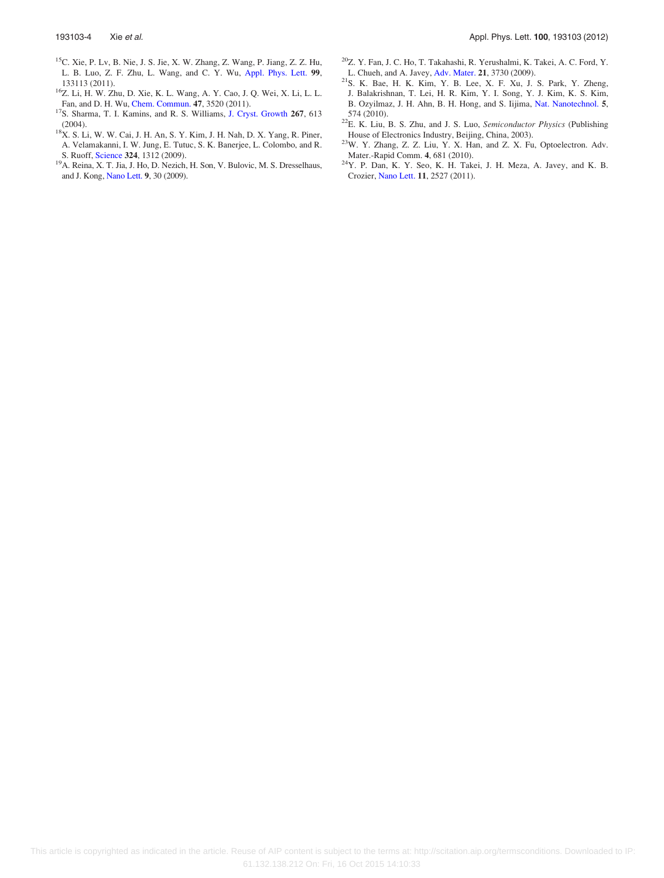[15]C. Xie, P. Lv, B. Nie, J. S. Jie, X. W. Zhang, Z. Wang, P. Jiang, Z. Z. Hu, L. B. Luo, Z. F. Zhu, L. Wang, and C. Y. Wu, Appl. Phys. Lett. **99**, 133113 (2011).

[16]Z. Li, H. W. Zhu, D. Xie, K. L. Wang, A. Y. Cao, J. Q. Wei, X. Li, L. L. Fan, and D. H. Wu, Chem. Commun. **47**, 3520 (2011).

[17]S. Sharma, T. I. Kamins, and R. S. Williams, J. Cryst. Growth **267**, 613 (2004).

[18]X. S. Li, W. W. Cai, J. H. An, S. Y. Kim, J. H. Nah, D. X. Yang, R. Piner, A. Velamakanni, I. W. Jung, E. Tutuc, S. K. Banerjee, L. Colombo, and R. S. Ruoff, Science **324**, 1312 (2009).

[19]A. Reina, X. T. Jia, J. Ho, D. Nezich, H. Son, V. Bulovic, M. S. Dresselhaus, and J. Kong, Nano Lett. **9**, 30 (2009).

[20]Z. Y. Fan, J. C. Ho, T. Takahashi, R. Yerushalmi, K. Takei, A. C. Ford, Y. L. Chueh, and A. Javey, Adv. Mater. **21**, 3730 (2009).

[21]S. K. Bae, H. K. Kim, Y. B. Lee, X. F. Xu, J. S. Park, Y. Zheng, J. Balakrishnan, T. Lei, H. R. Kim, Y. I. Song, Y. J. Kim, K. S. Kim, B. Ozyilmaz, J. H. Ahn, B. H. Hong, and S. Iijima, Nat. Nanotechnol. **5**, 574 (2010).

[22]E. K. Liu, B. S. Zhu, and J. S. Luo, *Semiconductor Physics* (Publishing House of Electronics Industry, Beijing, China, 2003).

[23]W. Y. Zhang, Z. Z. Liu, Y. X. Han, and Z. X. Fu, Optoelectron. Adv. Mater.-Rapid Comm. **4**, 681 (2010).

[24]Y. P. Dan, K. Y. Seo, K. H. Takei, J. H. Meza, A. Javey, and K. B. Crozier, Nano Lett. **11**, 2527 (2011).